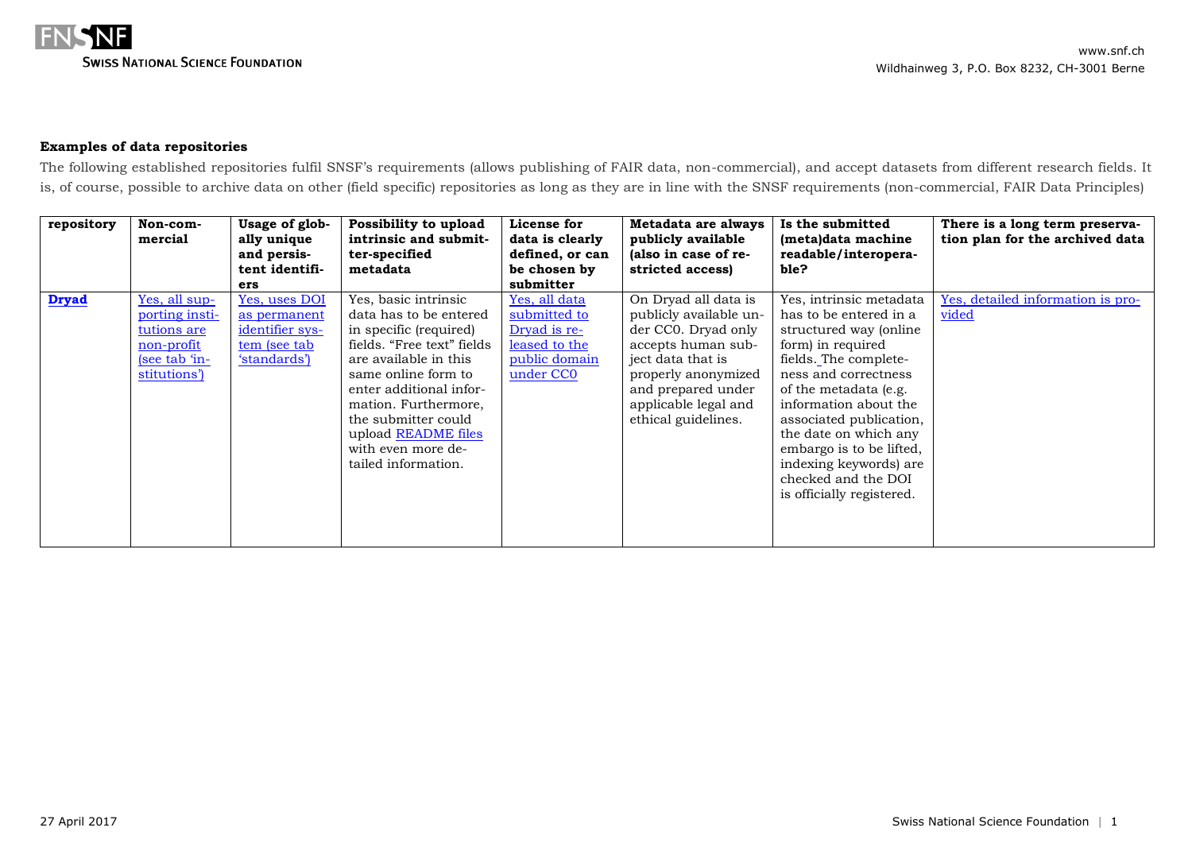**Examples of data repositories**

The following established repositories fulfil SNSF's requirements (allows publishing of FAIR data, non-commercial), and accept datasets from different research fields. It is, of course, possible to archive data on other (field specific) repositories as long as they are in line with the SNSF requirements (non-commercial, FAIR Data Principles)

| repository | Non-commercial | Usage of globally unique and persistent identifiers | Possibility to upload intrinsic and submitter-specified metadata | License for data is clearly defined, or can be chosen by submitter | Metadata are always publicly available (also in case of restricted access) | Is the submitted (meta)data machine readable/interoperable? | There is a long term preservation plan for the archived data |
|---|---|---|---|---|---|---|---|
| **Dryad** | Yes, all supporting institutions are non-profit (see tab 'institutions') | Yes, uses DOI as permanent identifier system (see tab 'standards') | Yes, basic intrinsic data has to be entered in specific (required) fields. "Free text" fields are available in this same online form to enter additional information. Furthermore, the submitter could upload README files with even more detailed information. | Yes, all data submitted to Dryad is released to the public domain under CC0 | On Dryad all data is publicly available under CC0. Dryad only accepts human subject data that is properly anonymized and prepared under applicable legal and ethical guidelines. | Yes, intrinsic metadata has to be entered in a structured way (online form) in required fields. The completeness and correctness of the metadata (e.g. information about the associated publication, the date on which any embargo is to be lifted, indexing keywords) are checked and the DOI is officially registered. | Yes, detailed information is provided |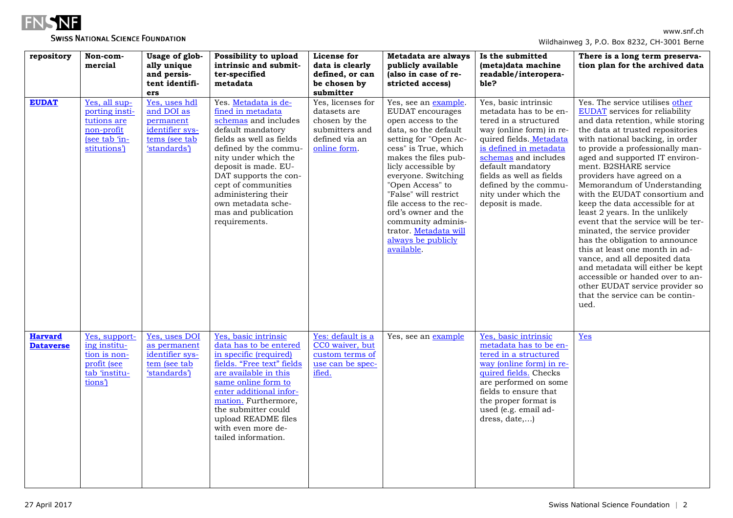| repository | Non-commercial | Usage of globally unique and persistent identifiers | Possibility to upload intrinsic and submitter-specified metadata | License for data is clearly defined, or can be chosen by submitter | Metadata are always publicly available (also in case of restricted access) | Is the submitted (meta)data machine readable/interoperable? | There is a long term preservation plan for the archived data |
|---|---|---|---|---|---|---|---|
| **EUDAT** | Yes, all supporting institutions are non-profit (see tab 'institutions') | Yes, uses hdl and DOI as permanent identifier systems (see tab 'standards') | Yes. Metadata is defined in metadata schemas and includes default mandatory fields as well as fields defined by the community under which the deposit is made. EUDAT supports the concept of communities administering their own metadata schemas and publication requirements. | Yes, licenses for datasets are chosen by the submitters and defined via an online form. | Yes, see an example. EUDAT encourages open access to the data, so the default setting for "Open Access" is True, which makes the files publicly accessible by everyone. Switching "Open Access" to "False" will restrict file access to the record's owner and the community administrator. Metadata will always be publicly available. | Yes, basic intrinsic metadata has to be entered in a structured way (online form) in required fields. Metadata is defined in metadata schemas and includes default mandatory fields as well as fields defined by the community under which the deposit is made. | Yes. The service utilises other EUDAT services for reliability and data retention, while storing the data at trusted repositories with national backing, in order to provide a professionally managed and supported IT environment. B2SHARE service providers have agreed on a Memorandum of Understanding with the EUDAT consortium and keep the data accessible for at least 2 years. In the unlikely event that the service will be terminated, the service provider has the obligation to announce this at least one month in advance, and all deposited data and metadata will either be kept accessible or handed over to another EUDAT service provider so that the service can be continued. |
| **Harvard Dataverse** | Yes, supporting institution is non-profit (see tab 'institutions') | Yes, uses DOI as permanent identifier system (see tab 'standards') | Yes, basic intrinsic data has to be entered in specific (required) fields. "Free text" fields are available in this same online form to enter additional information. Furthermore, the submitter could upload README files with even more detailed information. | Yes: default is a CC0 waiver, but custom terms of use can be specified. | Yes, see an example | Yes, basic intrinsic metadata has to be entered in a structured way (online form) in required fields. Checks are performed on some fields to ensure that the proper format is used (e.g. email address, date,...) | Yes |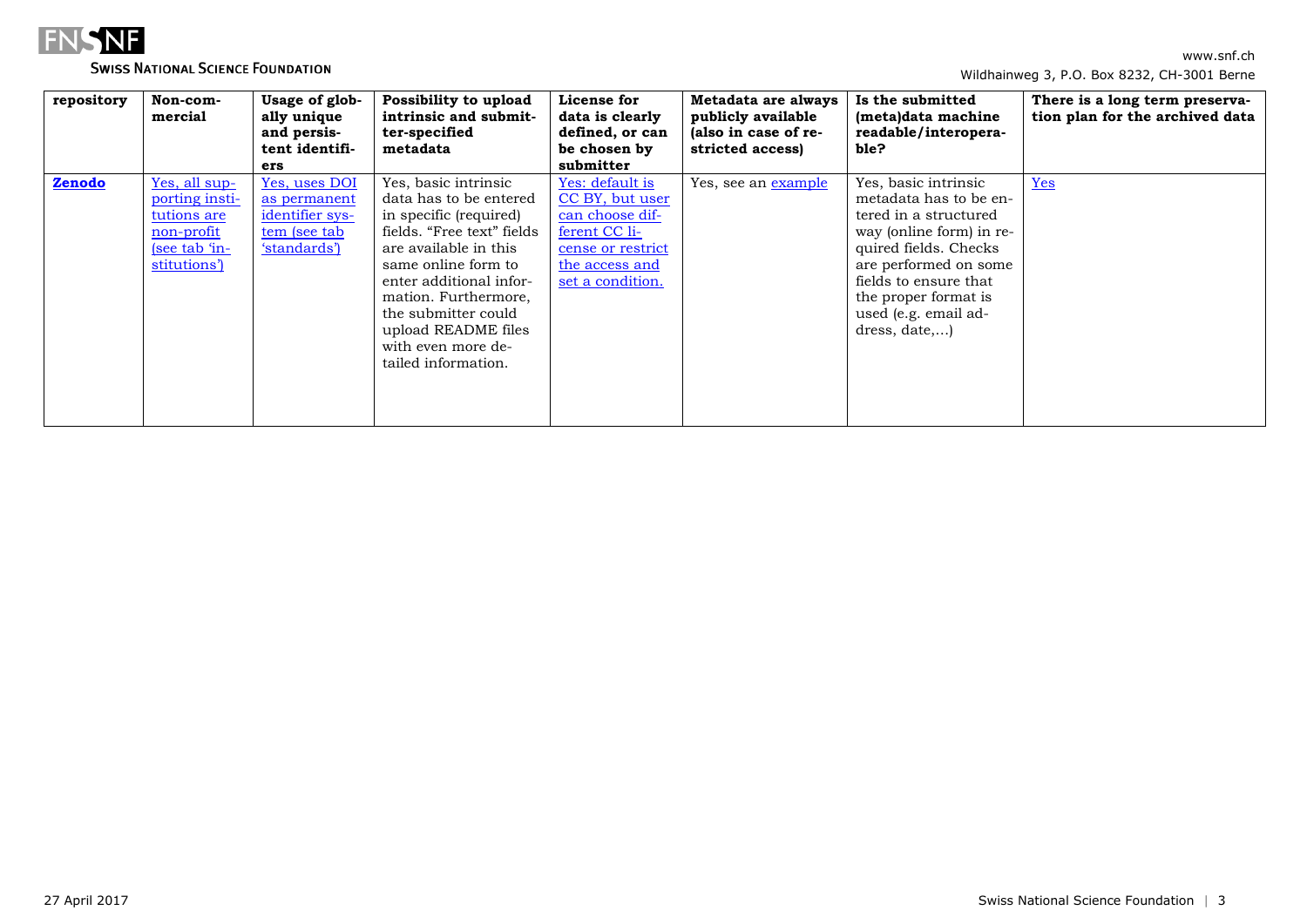| repository | Non-commercial | Usage of globally unique and persistent identifiers | Possibility to upload intrinsic and submitter-specified metadata | License for data is clearly defined, or can be chosen by submitter | Metadata are always publicly available (also in case of restricted access) | Is the submitted (meta)data machine readable/interoperable? | There is a long term preservation plan for the archived data |
|---|---|---|---|---|---|---|---|
| **Zenodo** | Yes, all supporting institutions are non-profit (see tab 'institutions') | Yes, uses DOI as permanent identifier system (see tab 'standards') | Yes, basic intrinsic data has to be entered in specific (required) fields. "Free text" fields are available in this same online form to enter additional information. Furthermore, the submitter could upload README files with even more detailed information. | Yes: default is CC BY, but user can choose different CC license or restrict the access and set a condition. | Yes, see an example | Yes, basic intrinsic metadata has to be entered in a structured way (online form) in required fields. Checks are performed on some fields to ensure that the proper format is used (e.g. email address, date,…) | Yes |